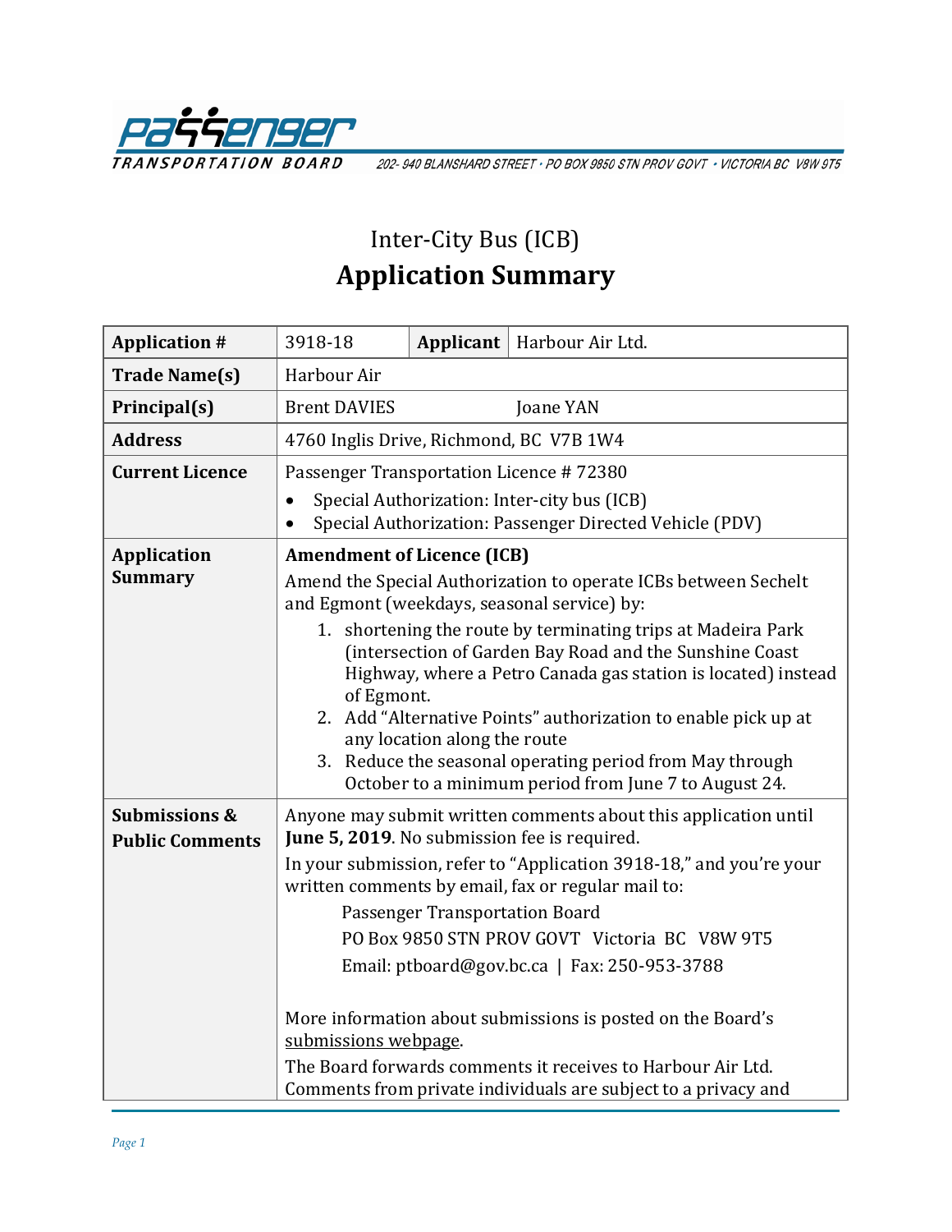PASSENGER TRANSPORTATION BOARD

202- 940 BLANSHARD STREET • PO BOX 9850 STN PROV GOVT • VICTORIA BC V8W 9T5

# Inter-City Bus (ICB)
# Application Summary

| **Application #** | 3918-18 | **Applicant** | Harbour Air Ltd. |
|---|---|---|---|
| **Trade Name(s)** | Harbour Air | | |
| **Principal(s)** | Brent DAVIES &nbsp;&nbsp;&nbsp;&nbsp; Joane YAN | | |
| **Address** | 4760 Inglis Drive, Richmond, BC V7B 1W4 | | |
| **Current Licence** | Passenger Transportation Licence # 72380<br>• Special Authorization: Inter-city bus (ICB)<br>• Special Authorization: Passenger Directed Vehicle (PDV) | | |
| **Application Summary** | **Amendment of Licence (ICB)**<br>Amend the Special Authorization to operate ICBs between Sechelt and Egmont (weekdays, seasonal service) by:<br>1. shortening the route by terminating trips at Madeira Park (intersection of Garden Bay Road and the Sunshine Coast Highway, where a Petro Canada gas station is located) instead of Egmont.<br>2. Add "Alternative Points" authorization to enable pick up at any location along the route<br>3. Reduce the seasonal operating period from May through October to a minimum period from June 7 to August 24. | | |
| **Submissions & Public Comments** | Anyone may submit written comments about this application until **June 5, 2019**. No submission fee is required.<br>In your submission, refer to "Application 3918-18," and you're your written comments by email, fax or regular mail to:<br>Passenger Transportation Board<br>PO Box 9850 STN PROV GOVT Victoria BC V8W 9T5<br>Email: ptboard@gov.bc.ca \| Fax: 250-953-3788<br><br>More information about submissions is posted on the Board's submissions webpage.<br>The Board forwards comments it receives to Harbour Air Ltd. Comments from private individuals are subject to a privacy and | | |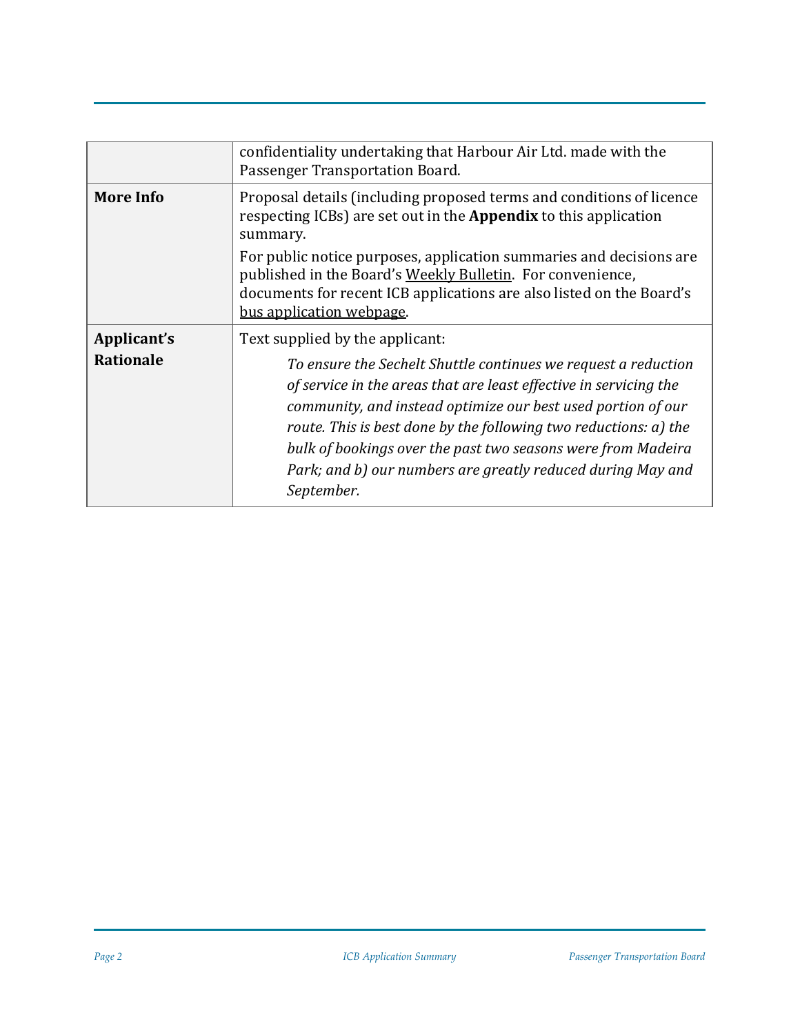|  |  |
| --- | --- |
|  | confidentiality undertaking that Harbour Air Ltd. made with the Passenger Transportation Board. |
| **More Info** | Proposal details (including proposed terms and conditions of licence respecting ICBs) are set out in the **Appendix** to this application summary.<br><br>For public notice purposes, application summaries and decisions are published in the Board's Weekly Bulletin. For convenience, documents for recent ICB applications are also listed on the Board's bus application webpage. |
| **Applicant's Rationale** | Text supplied by the applicant:<br><br>*To ensure the Sechelt Shuttle continues we request a reduction of service in the areas that are least effective in servicing the community, and instead optimize our best used portion of our route. This is best done by the following two reductions: a) the bulk of bookings over the past two seasons were from Madeira Park; and b) our numbers are greatly reduced during May and September.* |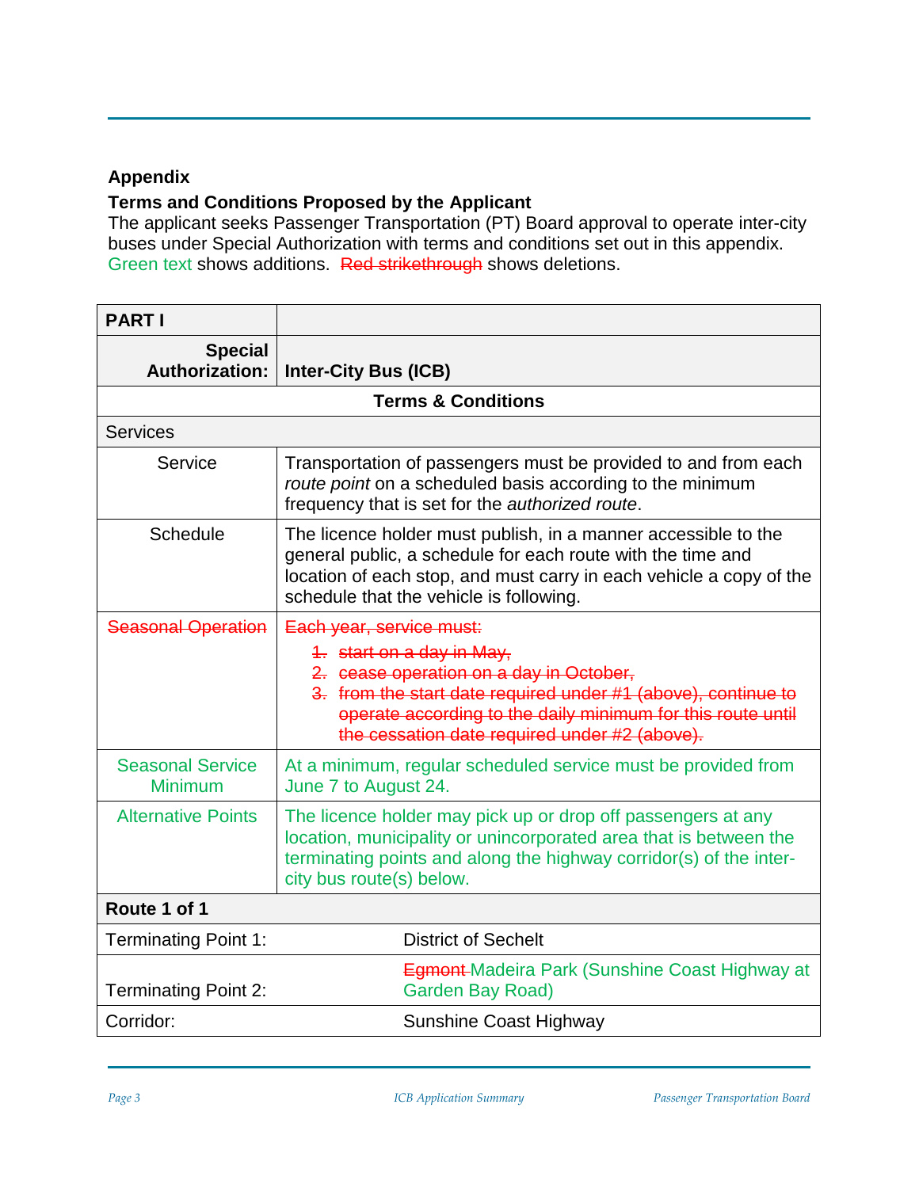**Appendix**

**Terms and Conditions Proposed by the Applicant**

The applicant seeks Passenger Transportation (PT) Board approval to operate inter-city buses under Special Authorization with terms and conditions set out in this appendix. Green text shows additions. ~~Red strikethrough~~ shows deletions.

| **PART I** | |
|---|---|
| **Special Authorization:** | **Inter-City Bus (ICB)** |
| **Terms & Conditions** | |
| Services | |
| Service | Transportation of passengers must be provided to and from each *route point* on a scheduled basis according to the minimum frequency that is set for the *authorized route*. |
| Schedule | The licence holder must publish, in a manner accessible to the general public, a schedule for each route with the time and location of each stop, and must carry in each vehicle a copy of the schedule that the vehicle is following. |
| ~~Seasonal Operation~~ | ~~Each year, service must:~~ <br> ~~1. start on a day in May,~~ <br> ~~2. cease operation on a day in October,~~ <br> ~~3. from the start date required under #1 (above), continue to operate according to the daily minimum for this route until the cessation date required under #2 (above).~~ |
| Seasonal Service Minimum | At a minimum, regular scheduled service must be provided from June 7 to August 24. |
| Alternative Points | The licence holder may pick up or drop off passengers at any location, municipality or unincorporated area that is between the terminating points and along the highway corridor(s) of the inter-city bus route(s) below. |
| **Route 1 of 1** | |
| Terminating Point 1: | District of Sechelt |
| Terminating Point 2: | ~~Egmont~~ Madeira Park (Sunshine Coast Highway at Garden Bay Road) |
| Corridor: | Sunshine Coast Highway |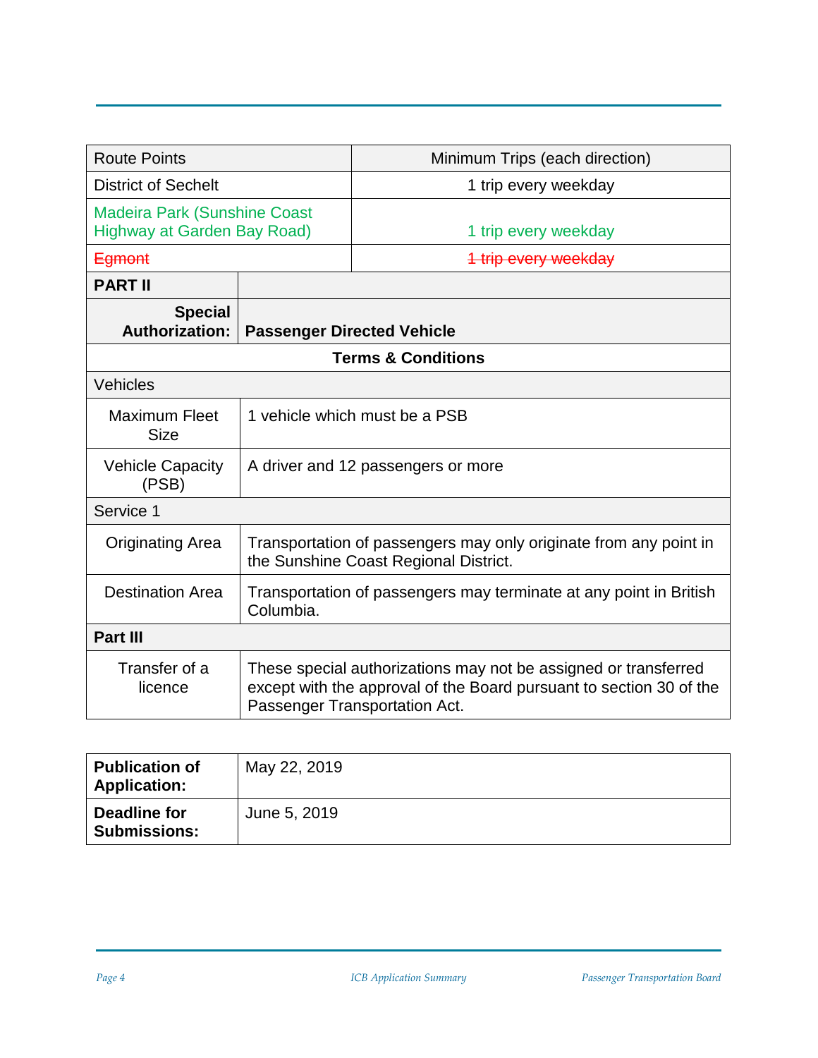| Route Points | Minimum Trips (each direction) |
|---|---|
| District of Sechelt | 1 trip every weekday |
| Madeira Park (Sunshine Coast Highway at Garden Bay Road) | 1 trip every weekday |
| ~~Egmont~~ | ~~1 trip every weekday~~ |

| | |
|---|---|
| **PART II** | |
| **Special Authorization:** | **Passenger Directed Vehicle** |
| **Terms & Conditions** | |
| Vehicles | |
| Maximum Fleet Size | 1 vehicle which must be a PSB |
| Vehicle Capacity (PSB) | A driver and 12 passengers or more |
| Service 1 | |
| Originating Area | Transportation of passengers may only originate from any point in the Sunshine Coast Regional District. |
| Destination Area | Transportation of passengers may terminate at any point in British Columbia. |
| **Part III** | |
| Transfer of a licence | These special authorizations may not be assigned or transferred except with the approval of the Board pursuant to section 30 of the Passenger Transportation Act. |

| | |
|---|---|
| **Publication of Application:** | May 22, 2019 |
| **Deadline for Submissions:** | June 5, 2019 |